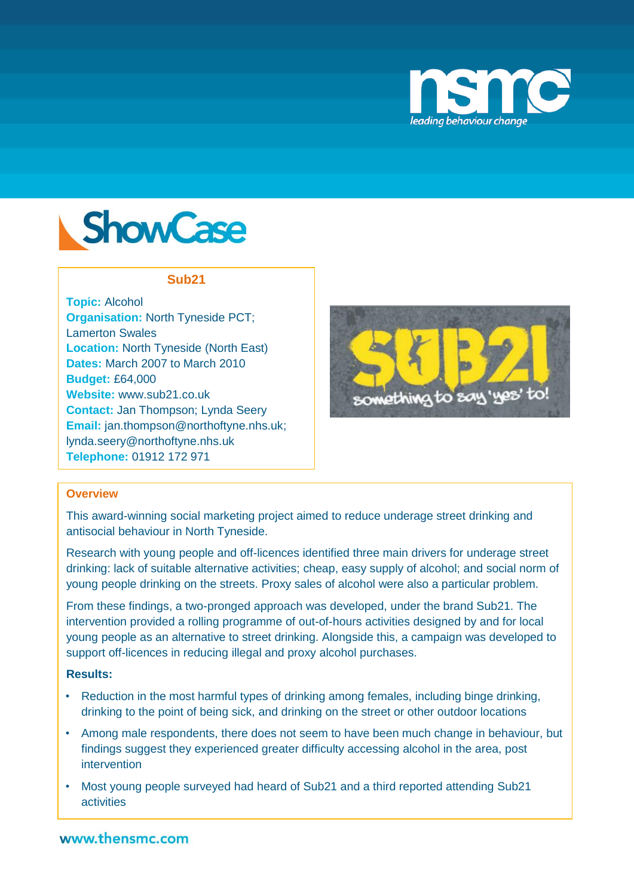# ShowCase

## Sub21

**Topic:** Alcohol
**Organisation:** North Tyneside PCT; Lamerton Swales
**Location:** North Tyneside (North East)
**Dates:** March 2007 to March 2010
**Budget:** £64,000
**Website:** www.sub21.co.uk
**Contact:** Jan Thompson; Lynda Seery
**Email:** jan.thompson@northoftyne.nhs.uk; lynda.seery@northoftyne.nhs.uk
**Telephone:** 01912 172 971

### Overview

This award-winning social marketing project aimed to reduce underage street drinking and antisocial behaviour in North Tyneside.

Research with young people and off-licences identified three main drivers for underage street drinking: lack of suitable alternative activities; cheap, easy supply of alcohol; and social norm of young people drinking on the streets. Proxy sales of alcohol were also a particular problem.

From these findings, a two-pronged approach was developed, under the brand Sub21. The intervention provided a rolling programme of out-of-hours activities designed by and for local young people as an alternative to street drinking. Alongside this, a campaign was developed to support off-licences in reducing illegal and proxy alcohol purchases.

**Results:**

- Reduction in the most harmful types of drinking among females, including binge drinking, drinking to the point of being sick, and drinking on the street or other outdoor locations
- Among male respondents, there does not seem to have been much change in behaviour, but findings suggest they experienced greater difficulty accessing alcohol in the area, post intervention
- Most young people surveyed had heard of Sub21 and a third reported attending Sub21 activities

www.thensmc.com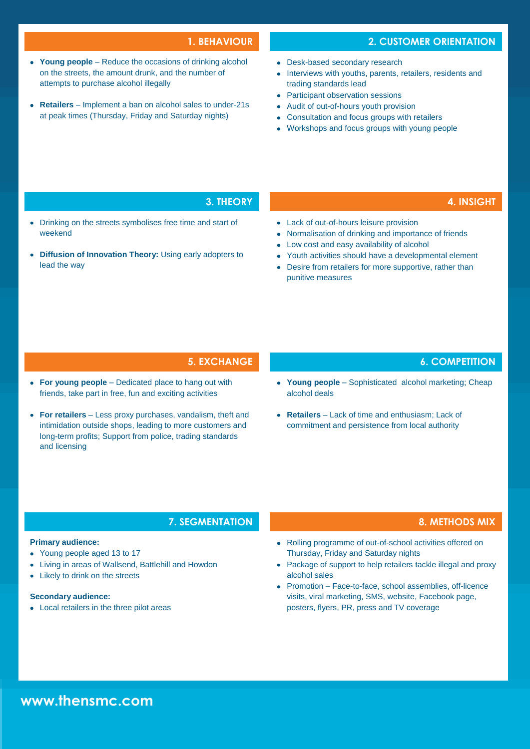## 1. BEHAVIOUR

- **Young people** – Reduce the occasions of drinking alcohol on the streets, the amount drunk, and the number of attempts to purchase alcohol illegally
- **Retailers** – Implement a ban on alcohol sales to under-21s at peak times (Thursday, Friday and Saturday nights)

## 2. CUSTOMER ORIENTATION

- Desk-based secondary research
- Interviews with youths, parents, retailers, residents and trading standards lead
- Participant observation sessions
- Audit of out-of-hours youth provision
- Consultation and focus groups with retailers
- Workshops and focus groups with young people

## 3. THEORY

- Drinking on the streets symbolises free time and start of weekend
- **Diffusion of Innovation Theory:** Using early adopters to lead the way

## 4. INSIGHT

- Lack of out-of-hours leisure provision
- Normalisation of drinking and importance of friends
- Low cost and easy availability of alcohol
- Youth activities should have a developmental element
- Desire from retailers for more supportive, rather than punitive measures

## 5. EXCHANGE

- **For young people** – Dedicated place to hang out with friends, take part in free, fun and exciting activities
- **For retailers** – Less proxy purchases, vandalism, theft and intimidation outside shops, leading to more customers and long-term profits; Support from police, trading standards and licensing

## 6. COMPETITION

- **Young people** – Sophisticated alcohol marketing; Cheap alcohol deals
- **Retailers** – Lack of time and enthusiasm; Lack of commitment and persistence from local authority

## 7. SEGMENTATION

**Primary audience:**

- Young people aged 13 to 17
- Living in areas of Wallsend, Battlehill and Howdon
- Likely to drink on the streets

**Secondary audience:**

- Local retailers in the three pilot areas

## 8. METHODS MIX

- Rolling programme of out-of-school activities offered on Thursday, Friday and Saturday nights
- Package of support to help retailers tackle illegal and proxy alcohol sales
- Promotion – Face-to-face, school assemblies, off-licence visits, viral marketing, SMS, website, Facebook page, posters, flyers, PR, press and TV coverage

**www.thensmc.com**